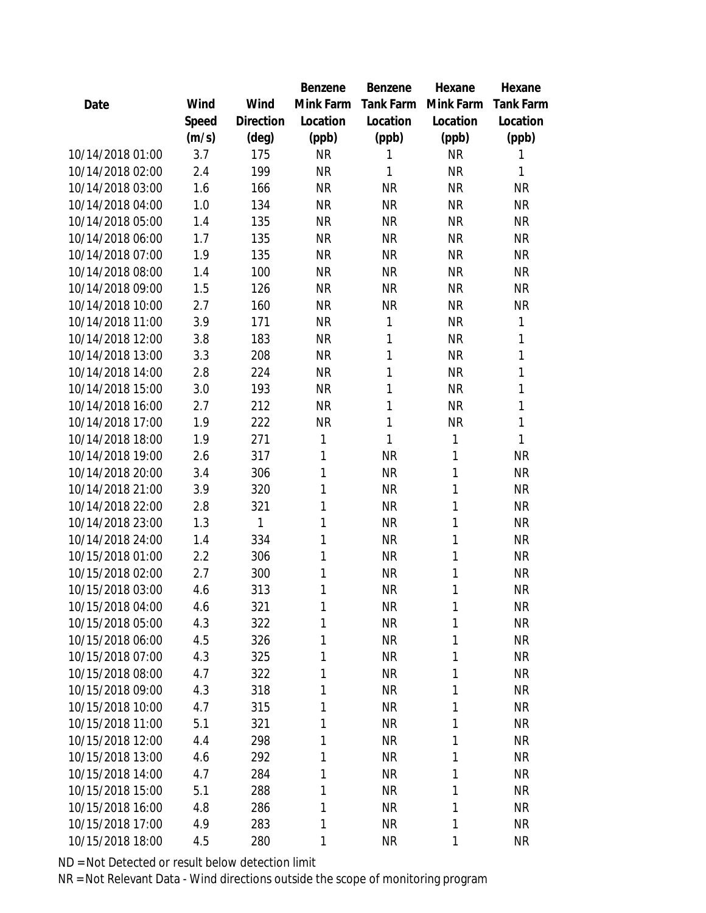| Date | Wind Speed (m/s) | Wind Direction (deg) | Benzene Mink Farm Location (ppb) | Benzene Tank Farm Location (ppb) | Hexane Mink Farm Location (ppb) | Hexane Tank Farm Location (ppb) |
|---|---|---|---|---|---|---|
| 10/14/2018 01:00 | 3.7 | 175 | NR | 1 | NR | 1 |
| 10/14/2018 02:00 | 2.4 | 199 | NR | 1 | NR | 1 |
| 10/14/2018 03:00 | 1.6 | 166 | NR | NR | NR | NR |
| 10/14/2018 04:00 | 1.0 | 134 | NR | NR | NR | NR |
| 10/14/2018 05:00 | 1.4 | 135 | NR | NR | NR | NR |
| 10/14/2018 06:00 | 1.7 | 135 | NR | NR | NR | NR |
| 10/14/2018 07:00 | 1.9 | 135 | NR | NR | NR | NR |
| 10/14/2018 08:00 | 1.4 | 100 | NR | NR | NR | NR |
| 10/14/2018 09:00 | 1.5 | 126 | NR | NR | NR | NR |
| 10/14/2018 10:00 | 2.7 | 160 | NR | NR | NR | NR |
| 10/14/2018 11:00 | 3.9 | 171 | NR | 1 | NR | 1 |
| 10/14/2018 12:00 | 3.8 | 183 | NR | 1 | NR | 1 |
| 10/14/2018 13:00 | 3.3 | 208 | NR | 1 | NR | 1 |
| 10/14/2018 14:00 | 2.8 | 224 | NR | 1 | NR | 1 |
| 10/14/2018 15:00 | 3.0 | 193 | NR | 1 | NR | 1 |
| 10/14/2018 16:00 | 2.7 | 212 | NR | 1 | NR | 1 |
| 10/14/2018 17:00 | 1.9 | 222 | NR | 1 | NR | 1 |
| 10/14/2018 18:00 | 1.9 | 271 | 1 | 1 | 1 | 1 |
| 10/14/2018 19:00 | 2.6 | 317 | 1 | NR | 1 | NR |
| 10/14/2018 20:00 | 3.4 | 306 | 1 | NR | 1 | NR |
| 10/14/2018 21:00 | 3.9 | 320 | 1 | NR | 1 | NR |
| 10/14/2018 22:00 | 2.8 | 321 | 1 | NR | 1 | NR |
| 10/14/2018 23:00 | 1.3 | 1 | 1 | NR | 1 | NR |
| 10/14/2018 24:00 | 1.4 | 334 | 1 | NR | 1 | NR |
| 10/15/2018 01:00 | 2.2 | 306 | 1 | NR | 1 | NR |
| 10/15/2018 02:00 | 2.7 | 300 | 1 | NR | 1 | NR |
| 10/15/2018 03:00 | 4.6 | 313 | 1 | NR | 1 | NR |
| 10/15/2018 04:00 | 4.6 | 321 | 1 | NR | 1 | NR |
| 10/15/2018 05:00 | 4.3 | 322 | 1 | NR | 1 | NR |
| 10/15/2018 06:00 | 4.5 | 326 | 1 | NR | 1 | NR |
| 10/15/2018 07:00 | 4.3 | 325 | 1 | NR | 1 | NR |
| 10/15/2018 08:00 | 4.7 | 322 | 1 | NR | 1 | NR |
| 10/15/2018 09:00 | 4.3 | 318 | 1 | NR | 1 | NR |
| 10/15/2018 10:00 | 4.7 | 315 | 1 | NR | 1 | NR |
| 10/15/2018 11:00 | 5.1 | 321 | 1 | NR | 1 | NR |
| 10/15/2018 12:00 | 4.4 | 298 | 1 | NR | 1 | NR |
| 10/15/2018 13:00 | 4.6 | 292 | 1 | NR | 1 | NR |
| 10/15/2018 14:00 | 4.7 | 284 | 1 | NR | 1 | NR |
| 10/15/2018 15:00 | 5.1 | 288 | 1 | NR | 1 | NR |
| 10/15/2018 16:00 | 4.8 | 286 | 1 | NR | 1 | NR |
| 10/15/2018 17:00 | 4.9 | 283 | 1 | NR | 1 | NR |
| 10/15/2018 18:00 | 4.5 | 280 | 1 | NR | 1 | NR |

ND = Not Detected or result below detection limit

NR = Not Relevant Data - Wind directions outside the scope of monitoring program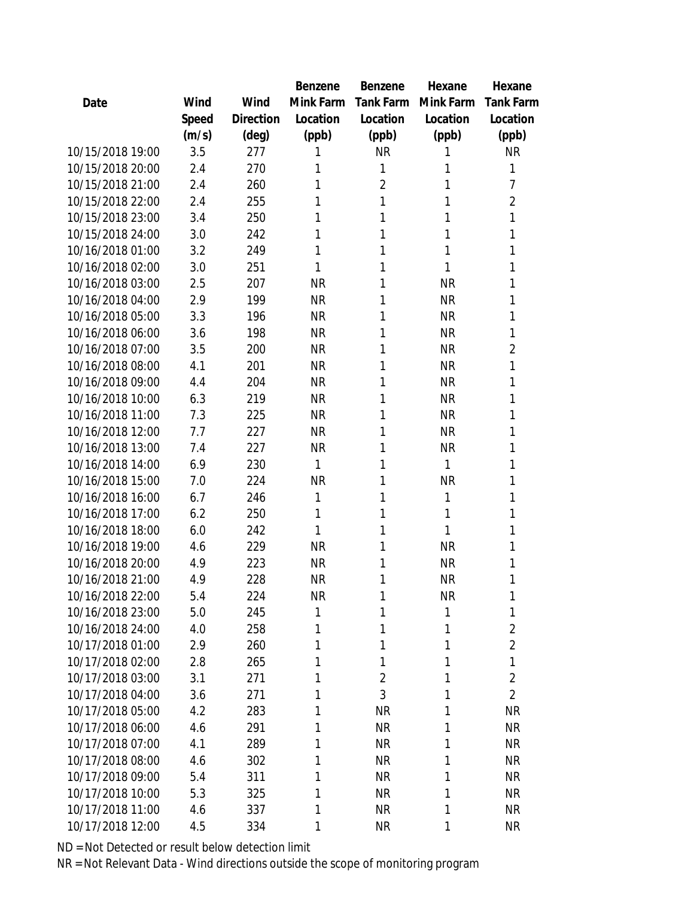| Date | Wind Speed (m/s) | Wind Direction (deg) | Benzene Mink Farm Location (ppb) | Benzene Tank Farm Location (ppb) | Hexane Mink Farm Location (ppb) | Hexane Tank Farm Location (ppb) |
|---|---|---|---|---|---|---|
| 10/15/2018 19:00 | 3.5 | 277 | 1 | NR | 1 | NR |
| 10/15/2018 20:00 | 2.4 | 270 | 1 | 1 | 1 | 1 |
| 10/15/2018 21:00 | 2.4 | 260 | 1 | 2 | 1 | 7 |
| 10/15/2018 22:00 | 2.4 | 255 | 1 | 1 | 1 | 2 |
| 10/15/2018 23:00 | 3.4 | 250 | 1 | 1 | 1 | 1 |
| 10/15/2018 24:00 | 3.0 | 242 | 1 | 1 | 1 | 1 |
| 10/16/2018 01:00 | 3.2 | 249 | 1 | 1 | 1 | 1 |
| 10/16/2018 02:00 | 3.0 | 251 | 1 | 1 | 1 | 1 |
| 10/16/2018 03:00 | 2.5 | 207 | NR | 1 | NR | 1 |
| 10/16/2018 04:00 | 2.9 | 199 | NR | 1 | NR | 1 |
| 10/16/2018 05:00 | 3.3 | 196 | NR | 1 | NR | 1 |
| 10/16/2018 06:00 | 3.6 | 198 | NR | 1 | NR | 1 |
| 10/16/2018 07:00 | 3.5 | 200 | NR | 1 | NR | 2 |
| 10/16/2018 08:00 | 4.1 | 201 | NR | 1 | NR | 1 |
| 10/16/2018 09:00 | 4.4 | 204 | NR | 1 | NR | 1 |
| 10/16/2018 10:00 | 6.3 | 219 | NR | 1 | NR | 1 |
| 10/16/2018 11:00 | 7.3 | 225 | NR | 1 | NR | 1 |
| 10/16/2018 12:00 | 7.7 | 227 | NR | 1 | NR | 1 |
| 10/16/2018 13:00 | 7.4 | 227 | NR | 1 | NR | 1 |
| 10/16/2018 14:00 | 6.9 | 230 | 1 | 1 | 1 | 1 |
| 10/16/2018 15:00 | 7.0 | 224 | NR | 1 | NR | 1 |
| 10/16/2018 16:00 | 6.7 | 246 | 1 | 1 | 1 | 1 |
| 10/16/2018 17:00 | 6.2 | 250 | 1 | 1 | 1 | 1 |
| 10/16/2018 18:00 | 6.0 | 242 | 1 | 1 | 1 | 1 |
| 10/16/2018 19:00 | 4.6 | 229 | NR | 1 | NR | 1 |
| 10/16/2018 20:00 | 4.9 | 223 | NR | 1 | NR | 1 |
| 10/16/2018 21:00 | 4.9 | 228 | NR | 1 | NR | 1 |
| 10/16/2018 22:00 | 5.4 | 224 | NR | 1 | NR | 1 |
| 10/16/2018 23:00 | 5.0 | 245 | 1 | 1 | 1 | 1 |
| 10/16/2018 24:00 | 4.0 | 258 | 1 | 1 | 1 | 2 |
| 10/17/2018 01:00 | 2.9 | 260 | 1 | 1 | 1 | 2 |
| 10/17/2018 02:00 | 2.8 | 265 | 1 | 1 | 1 | 1 |
| 10/17/2018 03:00 | 3.1 | 271 | 1 | 2 | 1 | 2 |
| 10/17/2018 04:00 | 3.6 | 271 | 1 | 3 | 1 | 2 |
| 10/17/2018 05:00 | 4.2 | 283 | 1 | NR | 1 | NR |
| 10/17/2018 06:00 | 4.6 | 291 | 1 | NR | 1 | NR |
| 10/17/2018 07:00 | 4.1 | 289 | 1 | NR | 1 | NR |
| 10/17/2018 08:00 | 4.6 | 302 | 1 | NR | 1 | NR |
| 10/17/2018 09:00 | 5.4 | 311 | 1 | NR | 1 | NR |
| 10/17/2018 10:00 | 5.3 | 325 | 1 | NR | 1 | NR |
| 10/17/2018 11:00 | 4.6 | 337 | 1 | NR | 1 | NR |
| 10/17/2018 12:00 | 4.5 | 334 | 1 | NR | 1 | NR |

ND = Not Detected or result below detection limit

NR = Not Relevant Data - Wind directions outside the scope of monitoring program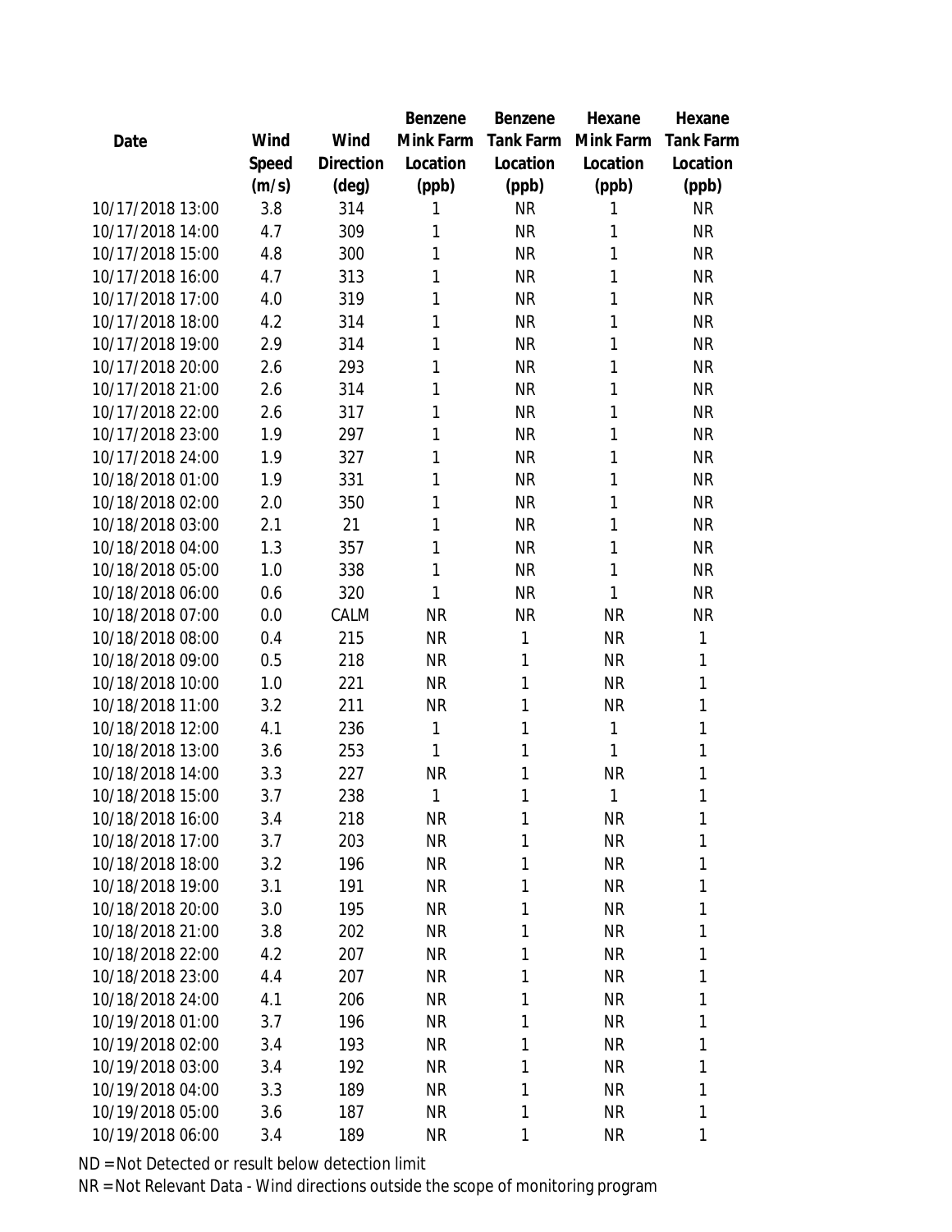| Date | Wind Speed (m/s) | Wind Direction (deg) | Benzene Mink Farm Location (ppb) | Benzene Tank Farm Location (ppb) | Hexane Mink Farm Location (ppb) | Hexane Tank Farm Location (ppb) |
|---|---|---|---|---|---|---|
| 10/17/2018 13:00 | 3.8 | 314 | 1 | NR | 1 | NR |
| 10/17/2018 14:00 | 4.7 | 309 | 1 | NR | 1 | NR |
| 10/17/2018 15:00 | 4.8 | 300 | 1 | NR | 1 | NR |
| 10/17/2018 16:00 | 4.7 | 313 | 1 | NR | 1 | NR |
| 10/17/2018 17:00 | 4.0 | 319 | 1 | NR | 1 | NR |
| 10/17/2018 18:00 | 4.2 | 314 | 1 | NR | 1 | NR |
| 10/17/2018 19:00 | 2.9 | 314 | 1 | NR | 1 | NR |
| 10/17/2018 20:00 | 2.6 | 293 | 1 | NR | 1 | NR |
| 10/17/2018 21:00 | 2.6 | 314 | 1 | NR | 1 | NR |
| 10/17/2018 22:00 | 2.6 | 317 | 1 | NR | 1 | NR |
| 10/17/2018 23:00 | 1.9 | 297 | 1 | NR | 1 | NR |
| 10/17/2018 24:00 | 1.9 | 327 | 1 | NR | 1 | NR |
| 10/18/2018 01:00 | 1.9 | 331 | 1 | NR | 1 | NR |
| 10/18/2018 02:00 | 2.0 | 350 | 1 | NR | 1 | NR |
| 10/18/2018 03:00 | 2.1 | 21 | 1 | NR | 1 | NR |
| 10/18/2018 04:00 | 1.3 | 357 | 1 | NR | 1 | NR |
| 10/18/2018 05:00 | 1.0 | 338 | 1 | NR | 1 | NR |
| 10/18/2018 06:00 | 0.6 | 320 | 1 | NR | 1 | NR |
| 10/18/2018 07:00 | 0.0 | CALM | NR | NR | NR | NR |
| 10/18/2018 08:00 | 0.4 | 215 | NR | 1 | NR | 1 |
| 10/18/2018 09:00 | 0.5 | 218 | NR | 1 | NR | 1 |
| 10/18/2018 10:00 | 1.0 | 221 | NR | 1 | NR | 1 |
| 10/18/2018 11:00 | 3.2 | 211 | NR | 1 | NR | 1 |
| 10/18/2018 12:00 | 4.1 | 236 | 1 | 1 | 1 | 1 |
| 10/18/2018 13:00 | 3.6 | 253 | 1 | 1 | 1 | 1 |
| 10/18/2018 14:00 | 3.3 | 227 | NR | 1 | NR | 1 |
| 10/18/2018 15:00 | 3.7 | 238 | 1 | 1 | 1 | 1 |
| 10/18/2018 16:00 | 3.4 | 218 | NR | 1 | NR | 1 |
| 10/18/2018 17:00 | 3.7 | 203 | NR | 1 | NR | 1 |
| 10/18/2018 18:00 | 3.2 | 196 | NR | 1 | NR | 1 |
| 10/18/2018 19:00 | 3.1 | 191 | NR | 1 | NR | 1 |
| 10/18/2018 20:00 | 3.0 | 195 | NR | 1 | NR | 1 |
| 10/18/2018 21:00 | 3.8 | 202 | NR | 1 | NR | 1 |
| 10/18/2018 22:00 | 4.2 | 207 | NR | 1 | NR | 1 |
| 10/18/2018 23:00 | 4.4 | 207 | NR | 1 | NR | 1 |
| 10/18/2018 24:00 | 4.1 | 206 | NR | 1 | NR | 1 |
| 10/19/2018 01:00 | 3.7 | 196 | NR | 1 | NR | 1 |
| 10/19/2018 02:00 | 3.4 | 193 | NR | 1 | NR | 1 |
| 10/19/2018 03:00 | 3.4 | 192 | NR | 1 | NR | 1 |
| 10/19/2018 04:00 | 3.3 | 189 | NR | 1 | NR | 1 |
| 10/19/2018 05:00 | 3.6 | 187 | NR | 1 | NR | 1 |
| 10/19/2018 06:00 | 3.4 | 189 | NR | 1 | NR | 1 |

ND = Not Detected or result below detection limit

NR = Not Relevant Data - Wind directions outside the scope of monitoring program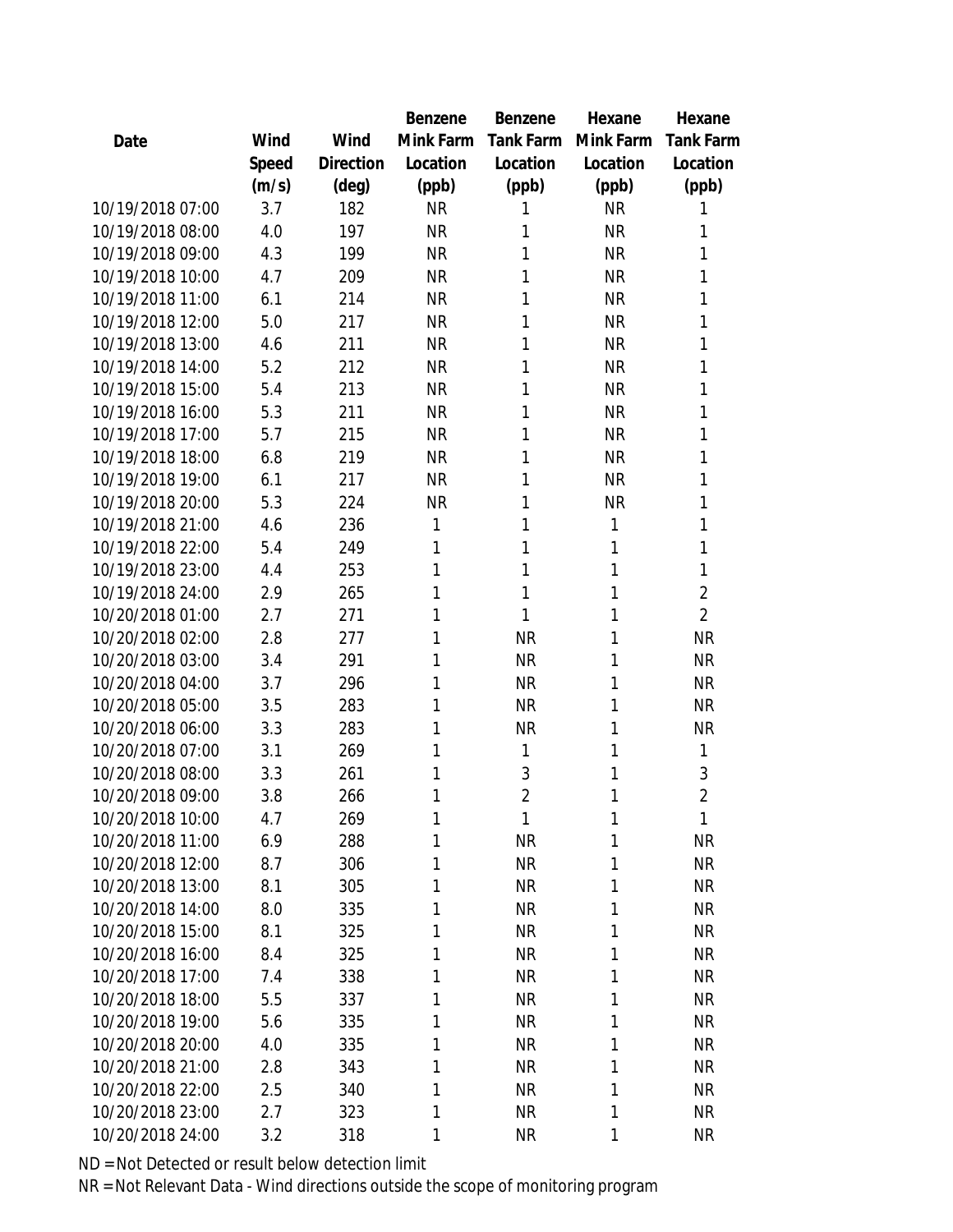| Date | Wind Speed (m/s) | Wind Direction (deg) | Benzene Mink Farm Location (ppb) | Benzene Tank Farm Location (ppb) | Hexane Mink Farm Location (ppb) | Hexane Tank Farm Location (ppb) |
|---|---|---|---|---|---|---|
| 10/19/2018 07:00 | 3.7 | 182 | NR | 1 | NR | 1 |
| 10/19/2018 08:00 | 4.0 | 197 | NR | 1 | NR | 1 |
| 10/19/2018 09:00 | 4.3 | 199 | NR | 1 | NR | 1 |
| 10/19/2018 10:00 | 4.7 | 209 | NR | 1 | NR | 1 |
| 10/19/2018 11:00 | 6.1 | 214 | NR | 1 | NR | 1 |
| 10/19/2018 12:00 | 5.0 | 217 | NR | 1 | NR | 1 |
| 10/19/2018 13:00 | 4.6 | 211 | NR | 1 | NR | 1 |
| 10/19/2018 14:00 | 5.2 | 212 | NR | 1 | NR | 1 |
| 10/19/2018 15:00 | 5.4 | 213 | NR | 1 | NR | 1 |
| 10/19/2018 16:00 | 5.3 | 211 | NR | 1 | NR | 1 |
| 10/19/2018 17:00 | 5.7 | 215 | NR | 1 | NR | 1 |
| 10/19/2018 18:00 | 6.8 | 219 | NR | 1 | NR | 1 |
| 10/19/2018 19:00 | 6.1 | 217 | NR | 1 | NR | 1 |
| 10/19/2018 20:00 | 5.3 | 224 | NR | 1 | NR | 1 |
| 10/19/2018 21:00 | 4.6 | 236 | 1 | 1 | 1 | 1 |
| 10/19/2018 22:00 | 5.4 | 249 | 1 | 1 | 1 | 1 |
| 10/19/2018 23:00 | 4.4 | 253 | 1 | 1 | 1 | 1 |
| 10/19/2018 24:00 | 2.9 | 265 | 1 | 1 | 1 | 2 |
| 10/20/2018 01:00 | 2.7 | 271 | 1 | 1 | 1 | 2 |
| 10/20/2018 02:00 | 2.8 | 277 | 1 | NR | 1 | NR |
| 10/20/2018 03:00 | 3.4 | 291 | 1 | NR | 1 | NR |
| 10/20/2018 04:00 | 3.7 | 296 | 1 | NR | 1 | NR |
| 10/20/2018 05:00 | 3.5 | 283 | 1 | NR | 1 | NR |
| 10/20/2018 06:00 | 3.3 | 283 | 1 | NR | 1 | NR |
| 10/20/2018 07:00 | 3.1 | 269 | 1 | 1 | 1 | 1 |
| 10/20/2018 08:00 | 3.3 | 261 | 1 | 3 | 1 | 3 |
| 10/20/2018 09:00 | 3.8 | 266 | 1 | 2 | 1 | 2 |
| 10/20/2018 10:00 | 4.7 | 269 | 1 | 1 | 1 | 1 |
| 10/20/2018 11:00 | 6.9 | 288 | 1 | NR | 1 | NR |
| 10/20/2018 12:00 | 8.7 | 306 | 1 | NR | 1 | NR |
| 10/20/2018 13:00 | 8.1 | 305 | 1 | NR | 1 | NR |
| 10/20/2018 14:00 | 8.0 | 335 | 1 | NR | 1 | NR |
| 10/20/2018 15:00 | 8.1 | 325 | 1 | NR | 1 | NR |
| 10/20/2018 16:00 | 8.4 | 325 | 1 | NR | 1 | NR |
| 10/20/2018 17:00 | 7.4 | 338 | 1 | NR | 1 | NR |
| 10/20/2018 18:00 | 5.5 | 337 | 1 | NR | 1 | NR |
| 10/20/2018 19:00 | 5.6 | 335 | 1 | NR | 1 | NR |
| 10/20/2018 20:00 | 4.0 | 335 | 1 | NR | 1 | NR |
| 10/20/2018 21:00 | 2.8 | 343 | 1 | NR | 1 | NR |
| 10/20/2018 22:00 | 2.5 | 340 | 1 | NR | 1 | NR |
| 10/20/2018 23:00 | 2.7 | 323 | 1 | NR | 1 | NR |
| 10/20/2018 24:00 | 3.2 | 318 | 1 | NR | 1 | NR |

ND = Not Detected or result below detection limit

NR = Not Relevant Data - Wind directions outside the scope of monitoring program